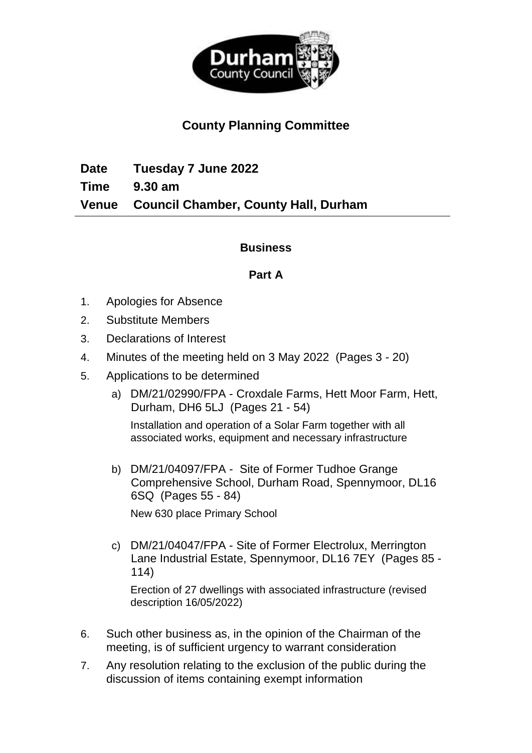Durham County Council

# County Planning Committee

**Date** **Tuesday 7 June 2022**

**Time** **9.30 am**

**Venue** **Council Chamber, County Hall, Durham**

---

## Business

### Part A

1. Apologies for Absence
2. Substitute Members
3. Declarations of Interest
4. Minutes of the meeting held on 3 May 2022 (Pages 3 - 20)
5. Applications to be determined
   a) DM/21/02990/FPA - Croxdale Farms, Hett Moor Farm, Hett, Durham, DH6 5LJ (Pages 21 - 54)

      Installation and operation of a Solar Farm together with all associated works, equipment and necessary infrastructure

   b) DM/21/04097/FPA - Site of Former Tudhoe Grange Comprehensive School, Durham Road, Spennymoor, DL16 6SQ (Pages 55 - 84)

      New 630 place Primary School

   c) DM/21/04047/FPA - Site of Former Electrolux, Merrington Lane Industrial Estate, Spennymoor, DL16 7EY (Pages 85 - 114)

      Erection of 27 dwellings with associated infrastructure (revised description 16/05/2022)

6. Such other business as, in the opinion of the Chairman of the meeting, is of sufficient urgency to warrant consideration
7. Any resolution relating to the exclusion of the public during the discussion of items containing exempt information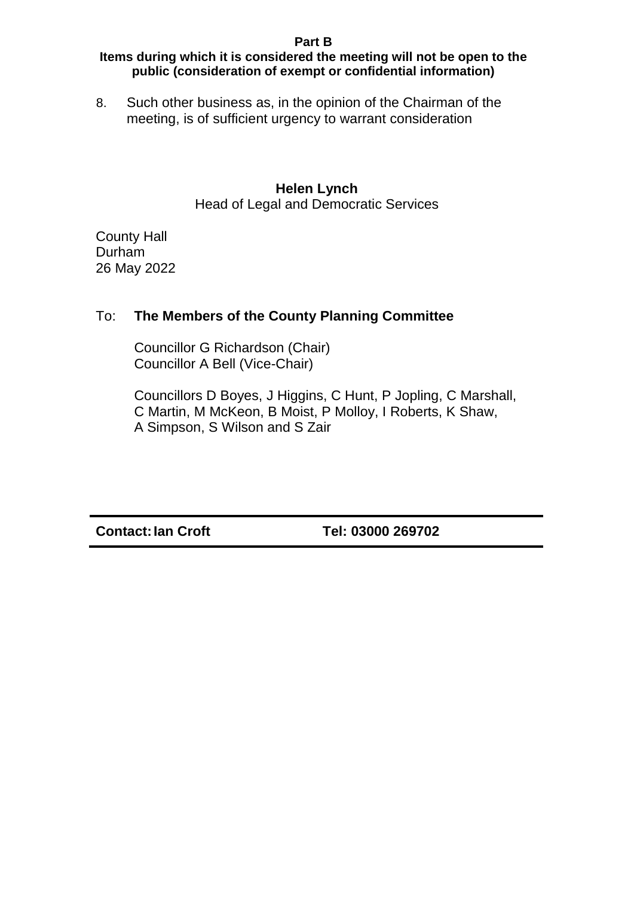**Part B**

**Items during which it is considered the meeting will not be open to the public (consideration of exempt or confidential information)**

8. Such other business as, in the opinion of the Chairman of the meeting, is of sufficient urgency to warrant consideration

**Helen Lynch**
Head of Legal and Democratic Services

County Hall
Durham
26 May 2022

To: **The Members of the County Planning Committee**

Councillor G Richardson (Chair)
Councillor A Bell (Vice-Chair)

Councillors D Boyes, J Higgins, C Hunt, P Jopling, C Marshall, C Martin, M McKeon, B Moist, P Molloy, I Roberts, K Shaw, A Simpson, S Wilson and S Zair

**Contact: Ian Croft** **Tel: 03000 269702**